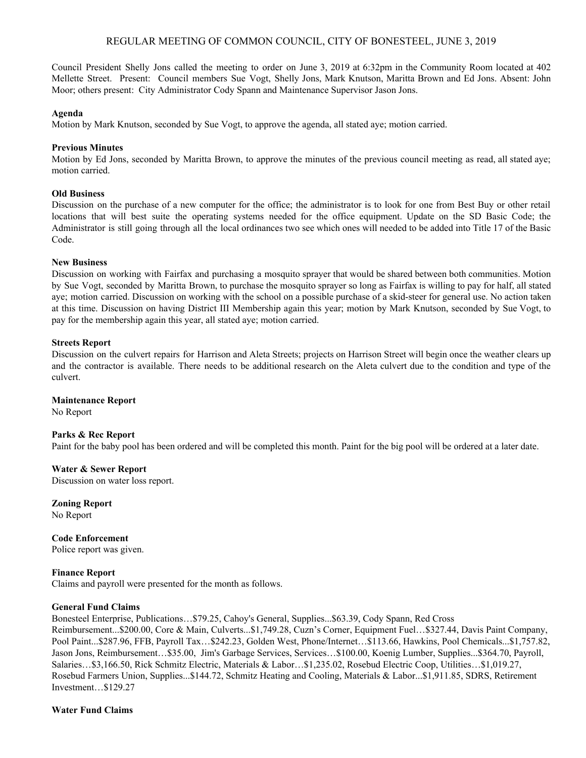# REGULAR MEETING OF COMMON COUNCIL, CITY OF BONESTEEL, JUNE 3, 2019

Council President Shelly Jons called the meeting to order on June 3, 2019 at 6:32pm in the Community Room located at 402 Mellette Street. Present: Council members Sue Vogt, Shelly Jons, Mark Knutson, Maritta Brown and Ed Jons. Absent: John Moor; others present: City Administrator Cody Spann and Maintenance Supervisor Jason Jons.

**Agenda**

Motion by Mark Knutson, seconded by Sue Vogt, to approve the agenda, all stated aye; motion carried.

**Previous Minutes**

Motion by Ed Jons, seconded by Maritta Brown, to approve the minutes of the previous council meeting as read, all stated aye; motion carried.

**Old Business**

Discussion on the purchase of a new computer for the office; the administrator is to look for one from Best Buy or other retail locations that will best suite the operating systems needed for the office equipment. Update on the SD Basic Code; the Administrator is still going through all the local ordinances two see which ones will needed to be added into Title 17 of the Basic Code.

**New Business**

Discussion on working with Fairfax and purchasing a mosquito sprayer that would be shared between both communities. Motion by Sue Vogt, seconded by Maritta Brown, to purchase the mosquito sprayer so long as Fairfax is willing to pay for half, all stated aye; motion carried. Discussion on working with the school on a possible purchase of a skid-steer for general use. No action taken at this time. Discussion on having District III Membership again this year; motion by Mark Knutson, seconded by Sue Vogt, to pay for the membership again this year, all stated aye; motion carried.

**Streets Report**

Discussion on the culvert repairs for Harrison and Aleta Streets; projects on Harrison Street will begin once the weather clears up and the contractor is available. There needs to be additional research on the Aleta culvert due to the condition and type of the culvert.

**Maintenance Report**

No Report

**Parks & Rec Report**

Paint for the baby pool has been ordered and will be completed this month. Paint for the big pool will be ordered at a later date.

**Water & Sewer Report**

Discussion on water loss report.

**Zoning Report**

No Report

**Code Enforcement**

Police report was given.

**Finance Report**

Claims and payroll were presented for the month as follows.

**General Fund Claims**

Bonesteel Enterprise, Publications…$79.25, Cahoy's General, Supplies...$63.39, Cody Spann, Red Cross Reimbursement...$200.00, Core & Main, Culverts...$1,749.28, Cuzn's Corner, Equipment Fuel…$327.44, Davis Paint Company, Pool Paint...$287.96, FFB, Payroll Tax…$242.23, Golden West, Phone/Internet…$113.66, Hawkins, Pool Chemicals...$1,757.82, Jason Jons, Reimbursement…$35.00, Jim's Garbage Services, Services…$100.00, Koenig Lumber, Supplies...$364.70, Payroll, Salaries…$3,166.50, Rick Schmitz Electric, Materials & Labor…$1,235.02, Rosebud Electric Coop, Utilities…$1,019.27, Rosebud Farmers Union, Supplies...$144.72, Schmitz Heating and Cooling, Materials & Labor...$1,911.85, SDRS, Retirement Investment…$129.27

**Water Fund Claims**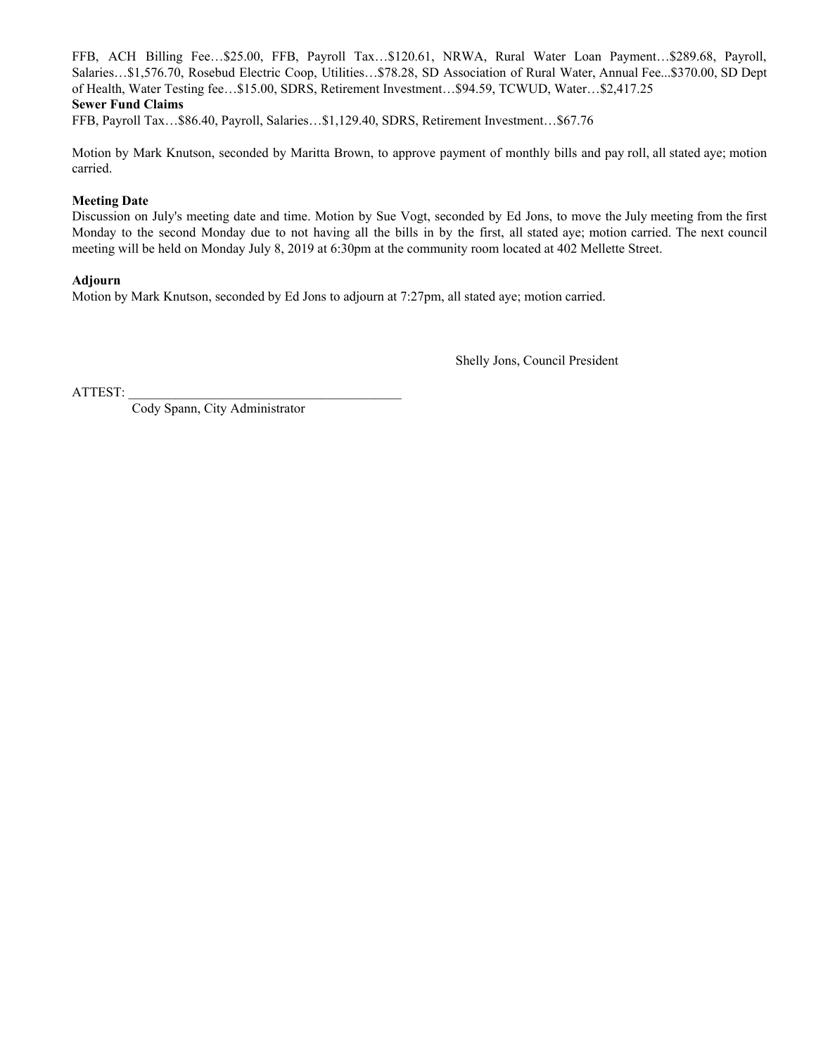FFB, ACH Billing Fee…$25.00, FFB, Payroll Tax…$120.61, NRWA, Rural Water Loan Payment…$289.68, Payroll, Salaries…$1,576.70, Rosebud Electric Coop, Utilities…$78.28, SD Association of Rural Water, Annual Fee...$370.00, SD Dept of Health, Water Testing fee…$15.00, SDRS, Retirement Investment…$94.59, TCWUD, Water…$2,417.25

**Sewer Fund Claims**

FFB, Payroll Tax…$86.40, Payroll, Salaries…$1,129.40, SDRS, Retirement Investment…$67.76

Motion by Mark Knutson, seconded by Maritta Brown, to approve payment of monthly bills and pay roll, all stated aye; motion carried.

**Meeting Date**

Discussion on July's meeting date and time. Motion by Sue Vogt, seconded by Ed Jons, to move the July meeting from the first Monday to the second Monday due to not having all the bills in by the first, all stated aye; motion carried. The next council meeting will be held on Monday July 8, 2019 at 6:30pm at the community room located at 402 Mellette Street.

**Adjourn**

Motion by Mark Knutson, seconded by Ed Jons to adjourn at 7:27pm, all stated aye; motion carried.

Shelly Jons, Council President

ATTEST: ___________________________________________

Cody Spann, City Administrator